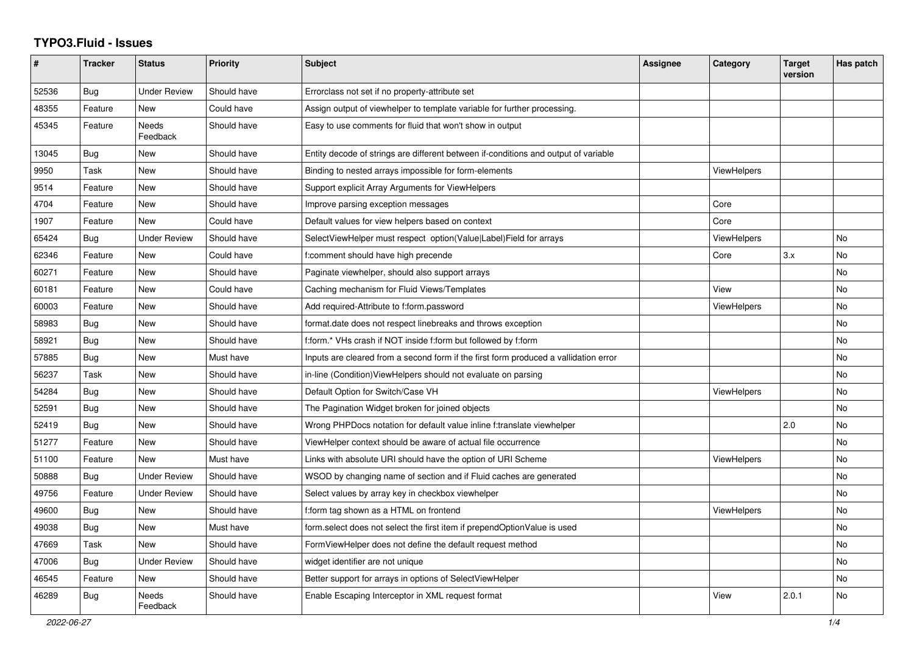# TYPO3.Fluid - Issues

| # | Tracker | Status | Priority | Subject | Assignee | Category | Target version | Has patch |
|---|---|---|---|---|---|---|---|---|
| 52536 | Bug | Under Review | Should have | Errorclass not set if no property-attribute set | | | | |
| 48355 | Feature | New | Could have | Assign output of viewhelper to template variable for further processing. | | | | |
| 45345 | Feature | Needs Feedback | Should have | Easy to use comments for fluid that won't show in output | | | | |
| 13045 | Bug | New | Should have | Entity decode of strings are different between if-conditions and output of variable | | | | |
| 9950 | Task | New | Should have | Binding to nested arrays impossible for form-elements | | ViewHelpers | | |
| 9514 | Feature | New | Should have | Support explicit Array Arguments for ViewHelpers | | | | |
| 4704 | Feature | New | Should have | Improve parsing exception messages | | Core | | |
| 1907 | Feature | New | Could have | Default values for view helpers based on context | | Core | | |
| 65424 | Bug | Under Review | Should have | SelectViewHelper must respect option(Value\|Label)Field for arrays | | ViewHelpers | | No |
| 62346 | Feature | New | Could have | f:comment should have high precende | | Core | 3.x | No |
| 60271 | Feature | New | Should have | Paginate viewhelper, should also support arrays | | | | No |
| 60181 | Feature | New | Could have | Caching mechanism for Fluid Views/Templates | | View | | No |
| 60003 | Feature | New | Should have | Add required-Attribute to f:form.password | | ViewHelpers | | No |
| 58983 | Bug | New | Should have | format.date does not respect linebreaks and throws exception | | | | No |
| 58921 | Bug | New | Should have | f:form.* VHs crash if NOT inside f:form but followed by f:form | | | | No |
| 57885 | Bug | New | Must have | Inputs are cleared from a second form if the first form produced a vallidation error | | | | No |
| 56237 | Task | New | Should have | in-line (Condition)ViewHelpers should not evaluate on parsing | | | | No |
| 54284 | Bug | New | Should have | Default Option for Switch/Case VH | | ViewHelpers | | No |
| 52591 | Bug | New | Should have | The Pagination Widget broken for joined objects | | | | No |
| 52419 | Bug | New | Should have | Wrong PHPDocs notation for default value inline f:translate viewhelper | | | 2.0 | No |
| 51277 | Feature | New | Should have | ViewHelper context should be aware of actual file occurrence | | | | No |
| 51100 | Feature | New | Must have | Links with absolute URI should have the option of URI Scheme | | ViewHelpers | | No |
| 50888 | Bug | Under Review | Should have | WSOD by changing name of section and if Fluid caches are generated | | | | No |
| 49756 | Feature | Under Review | Should have | Select values by array key in checkbox viewhelper | | | | No |
| 49600 | Bug | New | Should have | f:form tag shown as a HTML on frontend | | ViewHelpers | | No |
| 49038 | Bug | New | Must have | form.select does not select the first item if prependOptionValue is used | | | | No |
| 47669 | Task | New | Should have | FormViewHelper does not define the default request method | | | | No |
| 47006 | Bug | Under Review | Should have | widget identifier are not unique | | | | No |
| 46545 | Feature | New | Should have | Better support for arrays in options of SelectViewHelper | | | | No |
| 46289 | Bug | Needs Feedback | Should have | Enable Escaping Interceptor in XML request format | | View | 2.0.1 | No |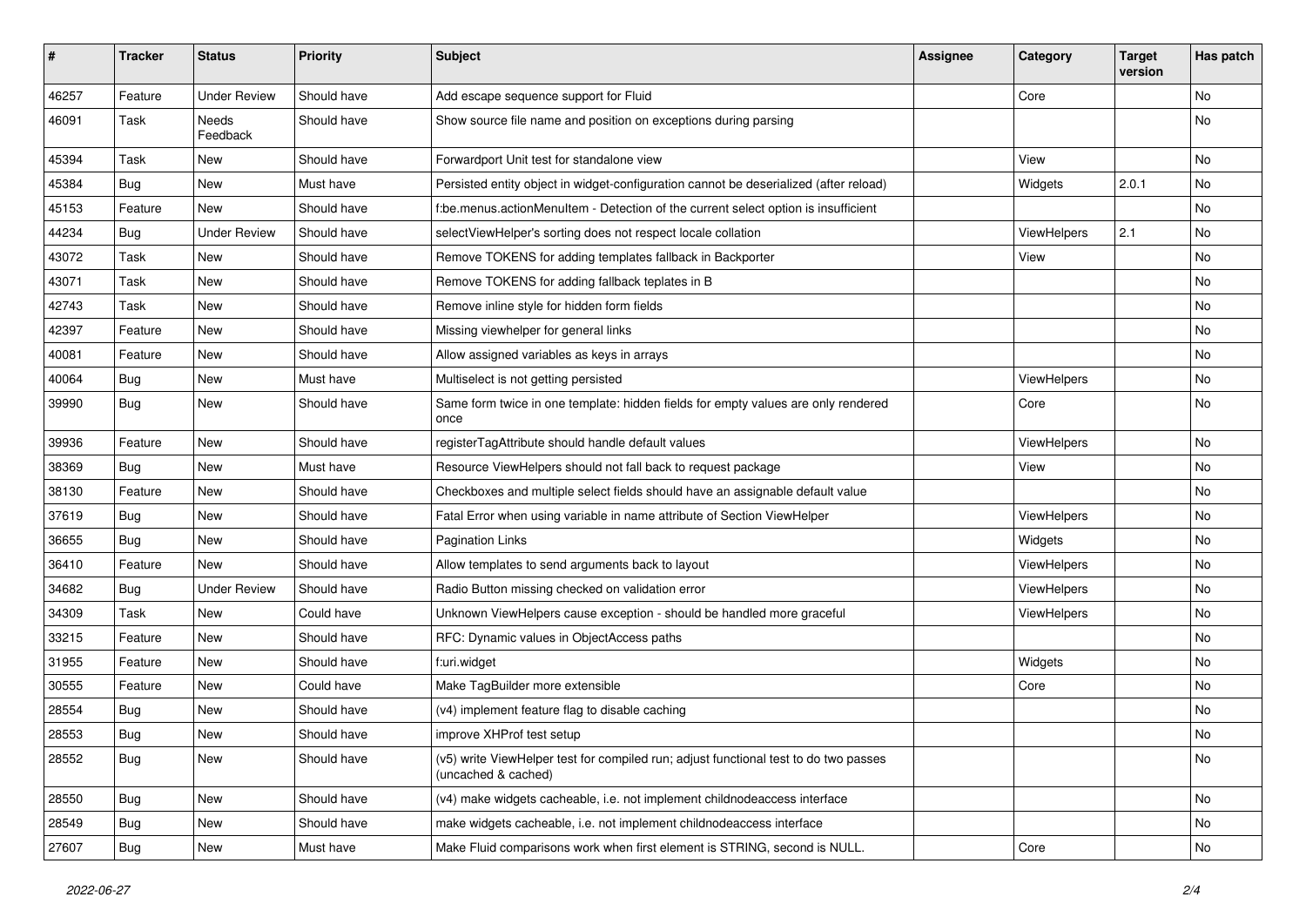| # | Tracker | Status | Priority | Subject | Assignee | Category | Target version | Has patch |
|---|---|---|---|---|---|---|---|---|
| 46257 | Feature | Under Review | Should have | Add escape sequence support for Fluid | | Core | | No |
| 46091 | Task | Needs Feedback | Should have | Show source file name and position on exceptions during parsing | | | | No |
| 45394 | Task | New | Should have | Forwardport Unit test for standalone view | | View | | No |
| 45384 | Bug | New | Must have | Persisted entity object in widget-configuration cannot be deserialized (after reload) | | Widgets | 2.0.1 | No |
| 45153 | Feature | New | Should have | f:be.menus.actionMenuItem - Detection of the current select option is insufficient | | | | No |
| 44234 | Bug | Under Review | Should have | selectViewHelper's sorting does not respect locale collation | | ViewHelpers | 2.1 | No |
| 43072 | Task | New | Should have | Remove TOKENS for adding templates fallback in Backporter | | View | | No |
| 43071 | Task | New | Should have | Remove TOKENS for adding fallback teplates in B | | | | No |
| 42743 | Task | New | Should have | Remove inline style for hidden form fields | | | | No |
| 42397 | Feature | New | Should have | Missing viewhelper for general links | | | | No |
| 40081 | Feature | New | Should have | Allow assigned variables as keys in arrays | | | | No |
| 40064 | Bug | New | Must have | Multiselect is not getting persisted | | ViewHelpers | | No |
| 39990 | Bug | New | Should have | Same form twice in one template: hidden fields for empty values are only rendered once | | Core | | No |
| 39936 | Feature | New | Should have | registerTagAttribute should handle default values | | ViewHelpers | | No |
| 38369 | Bug | New | Must have | Resource ViewHelpers should not fall back to request package | | View | | No |
| 38130 | Feature | New | Should have | Checkboxes and multiple select fields should have an assignable default value | | | | No |
| 37619 | Bug | New | Should have | Fatal Error when using variable in name attribute of Section ViewHelper | | ViewHelpers | | No |
| 36655 | Bug | New | Should have | Pagination Links | | Widgets | | No |
| 36410 | Feature | New | Should have | Allow templates to send arguments back to layout | | ViewHelpers | | No |
| 34682 | Bug | Under Review | Should have | Radio Button missing checked on validation error | | ViewHelpers | | No |
| 34309 | Task | New | Could have | Unknown ViewHelpers cause exception - should be handled more graceful | | ViewHelpers | | No |
| 33215 | Feature | New | Should have | RFC: Dynamic values in ObjectAccess paths | | | | No |
| 31955 | Feature | New | Should have | f:uri.widget | | Widgets | | No |
| 30555 | Feature | New | Could have | Make TagBuilder more extensible | | Core | | No |
| 28554 | Bug | New | Should have | (v4) implement feature flag to disable caching | | | | No |
| 28553 | Bug | New | Should have | improve XHProf test setup | | | | No |
| 28552 | Bug | New | Should have | (v5) write ViewHelper test for compiled run; adjust functional test to do two passes (uncached & cached) | | | | No |
| 28550 | Bug | New | Should have | (v4) make widgets cacheable, i.e. not implement childnodeaccess interface | | | | No |
| 28549 | Bug | New | Should have | make widgets cacheable, i.e. not implement childnodeaccess interface | | | | No |
| 27607 | Bug | New | Must have | Make Fluid comparisons work when first element is STRING, second is NULL. | | Core | | No |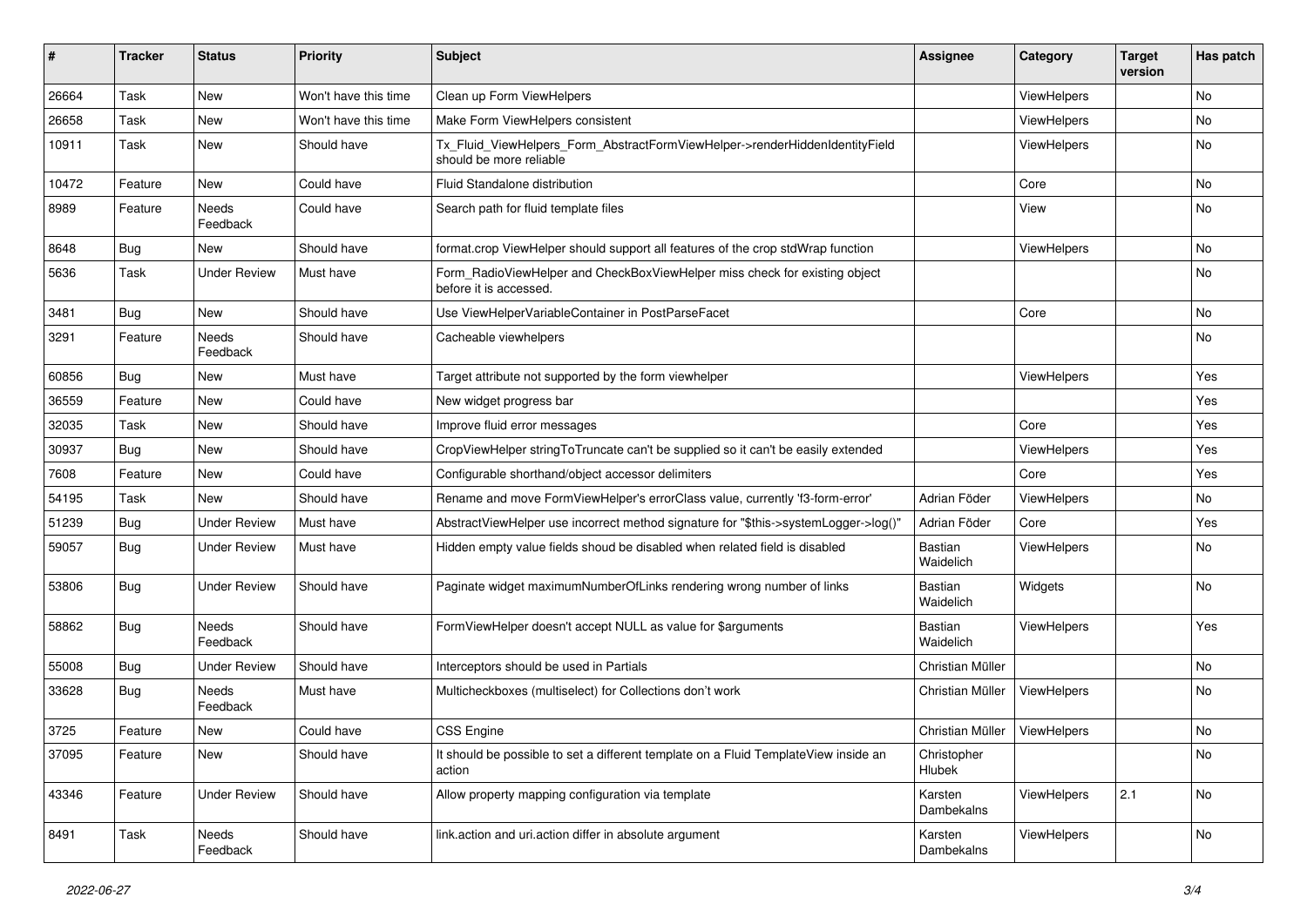| # | Tracker | Status | Priority | Subject | Assignee | Category | Target version | Has patch |
|---|---|---|---|---|---|---|---|---|
| 26664 | Task | New | Won't have this time | Clean up Form ViewHelpers | | ViewHelpers | | No |
| 26658 | Task | New | Won't have this time | Make Form ViewHelpers consistent | | ViewHelpers | | No |
| 10911 | Task | New | Should have | Tx_Fluid_ViewHelpers_Form_AbstractFormViewHelper->renderHiddenIdentityField should be more reliable | | ViewHelpers | | No |
| 10472 | Feature | New | Could have | Fluid Standalone distribution | | Core | | No |
| 8989 | Feature | Needs Feedback | Could have | Search path for fluid template files | | View | | No |
| 8648 | Bug | New | Should have | format.crop ViewHelper should support all features of the crop stdWrap function | | ViewHelpers | | No |
| 5636 | Task | Under Review | Must have | Form_RadioViewHelper and CheckBoxViewHelper miss check for existing object before it is accessed. | | | | No |
| 3481 | Bug | New | Should have | Use ViewHelperVariableContainer in PostParseFacet | | Core | | No |
| 3291 | Feature | Needs Feedback | Should have | Cacheable viewhelpers | | | | No |
| 60856 | Bug | New | Must have | Target attribute not supported by the form viewhelper | | ViewHelpers | | Yes |
| 36559 | Feature | New | Could have | New widget progress bar | | | | Yes |
| 32035 | Task | New | Should have | Improve fluid error messages | | Core | | Yes |
| 30937 | Bug | New | Should have | CropViewHelper stringToTruncate can't be supplied so it can't be easily extended | | ViewHelpers | | Yes |
| 7608 | Feature | New | Could have | Configurable shorthand/object accessor delimiters | | Core | | Yes |
| 54195 | Task | New | Should have | Rename and move FormViewHelper's errorClass value, currently 'f3-form-error' | Adrian Föder | ViewHelpers | | No |
| 51239 | Bug | Under Review | Must have | AbstractViewHelper use incorrect method signature for "$this->systemLogger->log()" | Adrian Föder | Core | | Yes |
| 59057 | Bug | Under Review | Must have | Hidden empty value fields shoud be disabled when related field is disabled | Bastian Waidelich | ViewHelpers | | No |
| 53806 | Bug | Under Review | Should have | Paginate widget maximumNumberOfLinks rendering wrong number of links | Bastian Waidelich | Widgets | | No |
| 58862 | Bug | Needs Feedback | Should have | FormViewHelper doesn't accept NULL as value for $arguments | Bastian Waidelich | ViewHelpers | | Yes |
| 55008 | Bug | Under Review | Should have | Interceptors should be used in Partials | Christian Müller | | | No |
| 33628 | Bug | Needs Feedback | Must have | Multicheckboxes (multiselect) for Collections don't work | Christian Müller | ViewHelpers | | No |
| 3725 | Feature | New | Could have | CSS Engine | Christian Müller | ViewHelpers | | No |
| 37095 | Feature | New | Should have | It should be possible to set a different template on a Fluid TemplateView inside an action | Christopher Hlubek | | | No |
| 43346 | Feature | Under Review | Should have | Allow property mapping configuration via template | Karsten Dambekalns | ViewHelpers | 2.1 | No |
| 8491 | Task | Needs Feedback | Should have | link.action and uri.action differ in absolute argument | Karsten Dambekalns | ViewHelpers | | No |

2022-06-27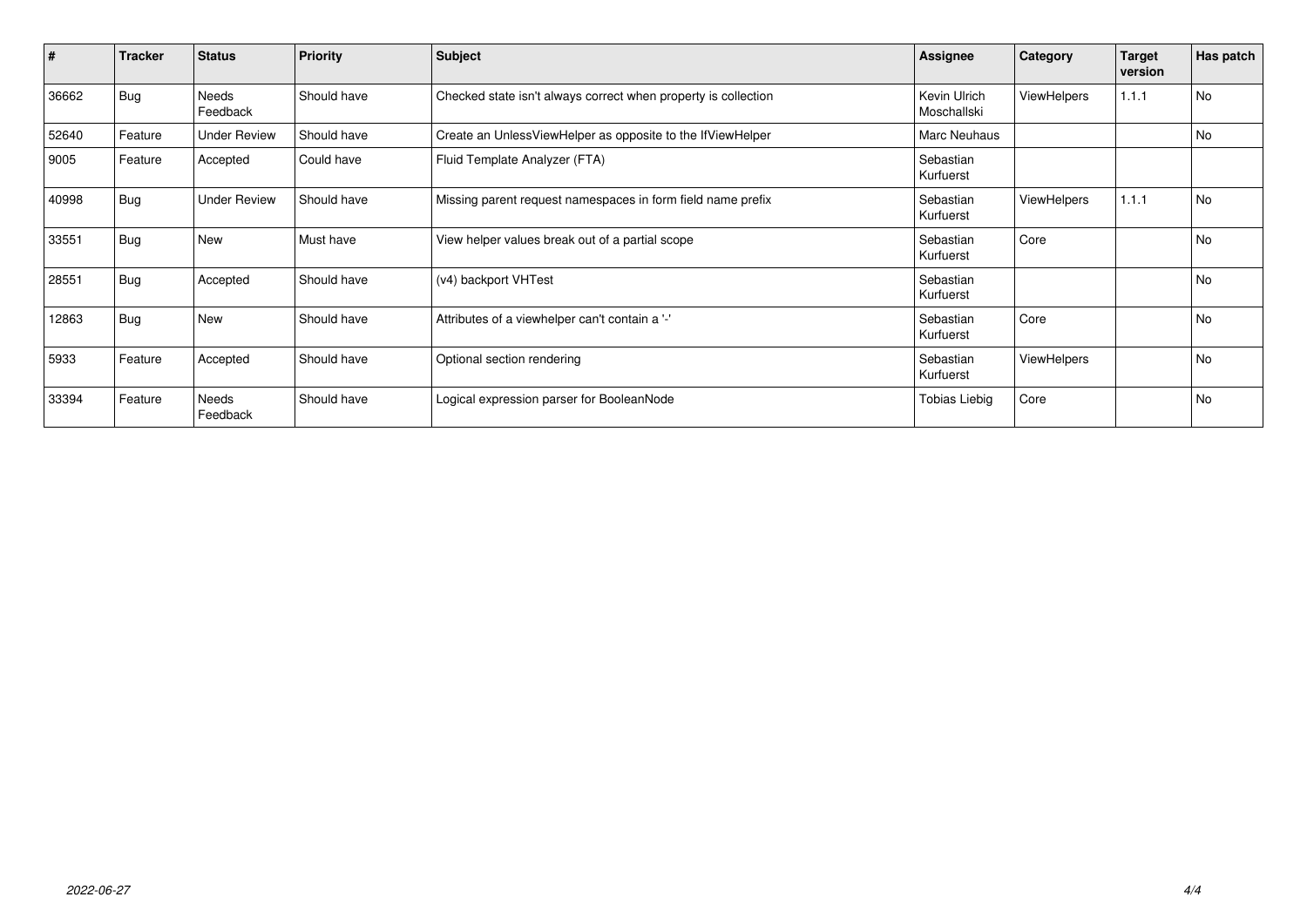| # | Tracker | Status | Priority | Subject | Assignee | Category | Target version | Has patch |
|---|---|---|---|---|---|---|---|---|
| 36662 | Bug | Needs Feedback | Should have | Checked state isn't always correct when property is collection | Kevin Ulrich Moschallski | ViewHelpers | 1.1.1 | No |
| 52640 | Feature | Under Review | Should have | Create an UnlessViewHelper as opposite to the IfViewHelper | Marc Neuhaus | | | No |
| 9005 | Feature | Accepted | Could have | Fluid Template Analyzer (FTA) | Sebastian Kurfuerst | | | |
| 40998 | Bug | Under Review | Should have | Missing parent request namespaces in form field name prefix | Sebastian Kurfuerst | ViewHelpers | 1.1.1 | No |
| 33551 | Bug | New | Must have | View helper values break out of a partial scope | Sebastian Kurfuerst | Core | | No |
| 28551 | Bug | Accepted | Should have | (v4) backport VHTest | Sebastian Kurfuerst | | | No |
| 12863 | Bug | New | Should have | Attributes of a viewhelper can't contain a '-' | Sebastian Kurfuerst | Core | | No |
| 5933 | Feature | Accepted | Should have | Optional section rendering | Sebastian Kurfuerst | ViewHelpers | | No |
| 33394 | Feature | Needs Feedback | Should have | Logical expression parser for BooleanNode | Tobias Liebig | Core | | No |

*2022-06-27*